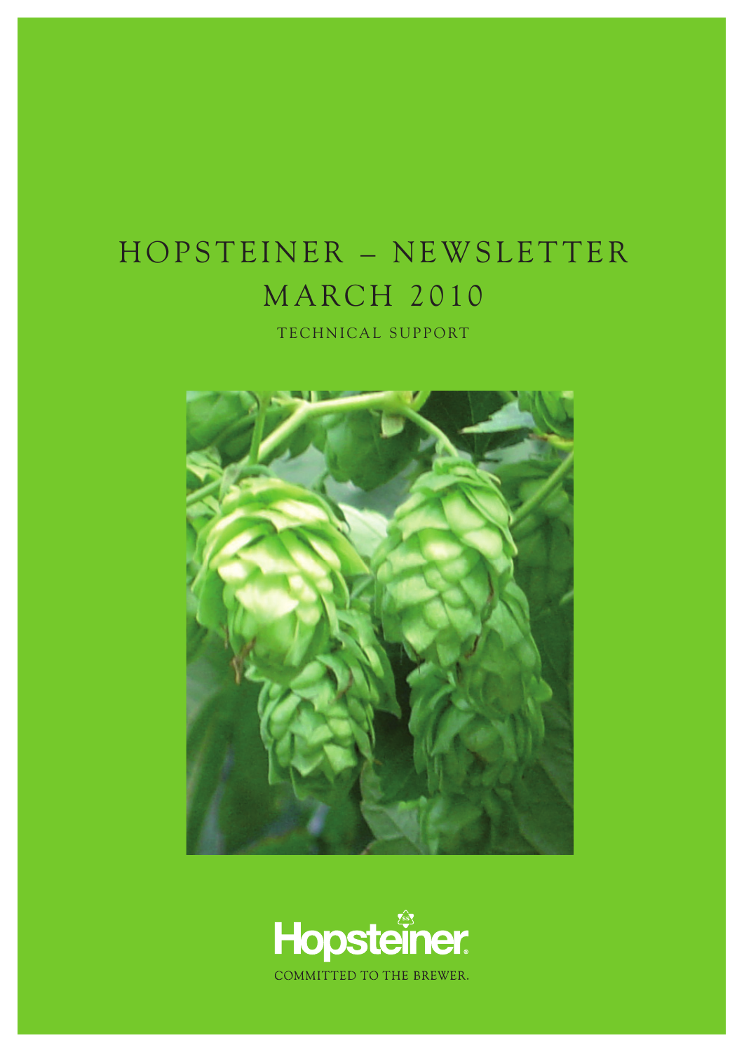# HOPSTEINER – NEWSLETTER
# MARCH 2010

TECHNICAL SUPPORT

Hopsteiner

COMMITTED TO THE BREWER.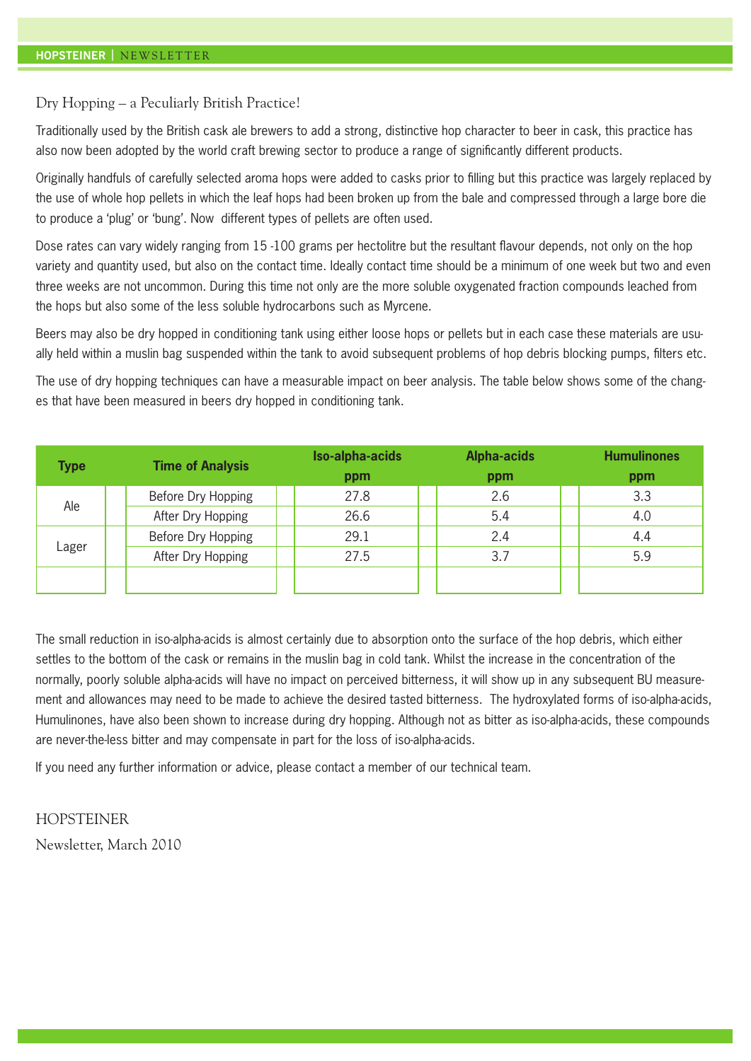## Dry Hopping – a Peculiarly British Practice!

Traditionally used by the British cask ale brewers to add a strong, distinctive hop character to beer in cask, this practice has also now been adopted by the world craft brewing sector to produce a range of significantly different products.

Originally handfuls of carefully selected aroma hops were added to casks prior to filling but this practice was largely replaced by the use of whole hop pellets in which the leaf hops had been broken up from the bale and compressed through a large bore die to produce a 'plug' or 'bung'. Now different types of pellets are often used.

Dose rates can vary widely ranging from 15 -100 grams per hectolitre but the resultant flavour depends, not only on the hop variety and quantity used, but also on the contact time. Ideally contact time should be a minimum of one week but two and even three weeks are not uncommon. During this time not only are the more soluble oxygenated fraction compounds leached from the hops but also some of the less soluble hydrocarbons such as Myrcene.

Beers may also be dry hopped in conditioning tank using either loose hops or pellets but in each case these materials are usually held within a muslin bag suspended within the tank to avoid subsequent problems of hop debris blocking pumps, filters etc.

The use of dry hopping techniques can have a measurable impact on beer analysis. The table below shows some of the changes that have been measured in beers dry hopped in conditioning tank.

| Type | Time of Analysis | Iso-alpha-acids ppm | Alpha-acids ppm | Humulinones ppm |
|---|---|---|---|---|
| Ale | Before Dry Hopping | 27.8 | 2.6 | 3.3 |
| | After Dry Hopping | 26.6 | 5.4 | 4.0 |
| Lager | Before Dry Hopping | 29.1 | 2.4 | 4.4 |
| | After Dry Hopping | 27.5 | 3.7 | 5.9 |

The small reduction in iso-alpha-acids is almost certainly due to absorption onto the surface of the hop debris, which either settles to the bottom of the cask or remains in the muslin bag in cold tank. Whilst the increase in the concentration of the normally, poorly soluble alpha-acids will have no impact on perceived bitterness, it will show up in any subsequent BU measurement and allowances may need to be made to achieve the desired tasted bitterness. The hydroxylated forms of iso-alpha-acids, Humulinones, have also been shown to increase during dry hopping. Although not as bitter as iso-alpha-acids, these compounds are never-the-less bitter and may compensate in part for the loss of iso-alpha-acids.

If you need any further information or advice, please contact a member of our technical team.

HOPSTEINER

Newsletter, March 2010